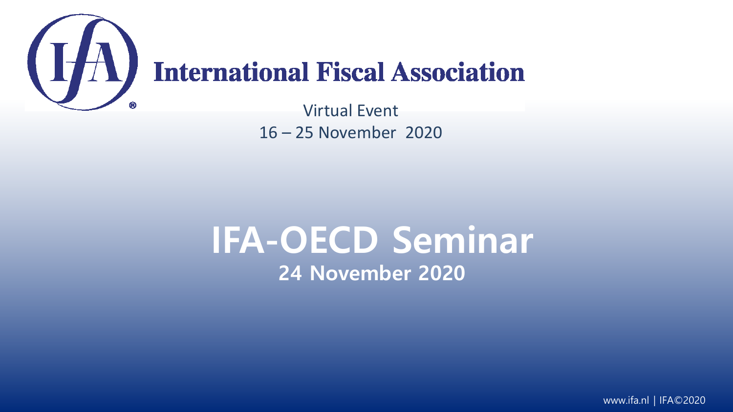**International Fiscal Association**

Virtual Event

16 – 25 November 2020

# IFA-OECD Seminar

## 24 November 2020

www.ifa.nl | IFA©2020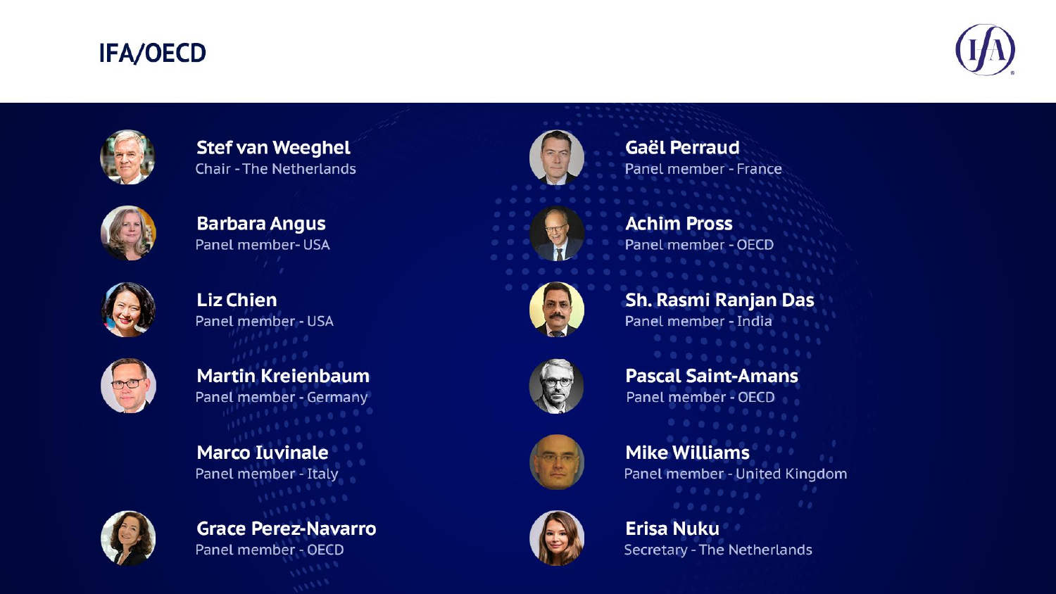# IFA/OECD

**Stef van Weeghel**
Chair - The Netherlands

**Barbara Angus**
Panel member- USA

**Liz Chien**
Panel member - USA

**Martin Kreienbaum**
Panel member - Germany

**Marco Iuvinale**
Panel member - Italy

**Grace Perez-Navarro**
Panel member - OECD

**Gaël Perraud**
Panel member - France

**Achim Pross**
Panel member - OECD

**Sh. Rasmi Ranjan Das**
Panel member - India

**Pascal Saint-Amans**
Panel member - OECD

**Mike Williams**
Panel member - United Kingdom

**Erisa Nuku**
Secretary - The Netherlands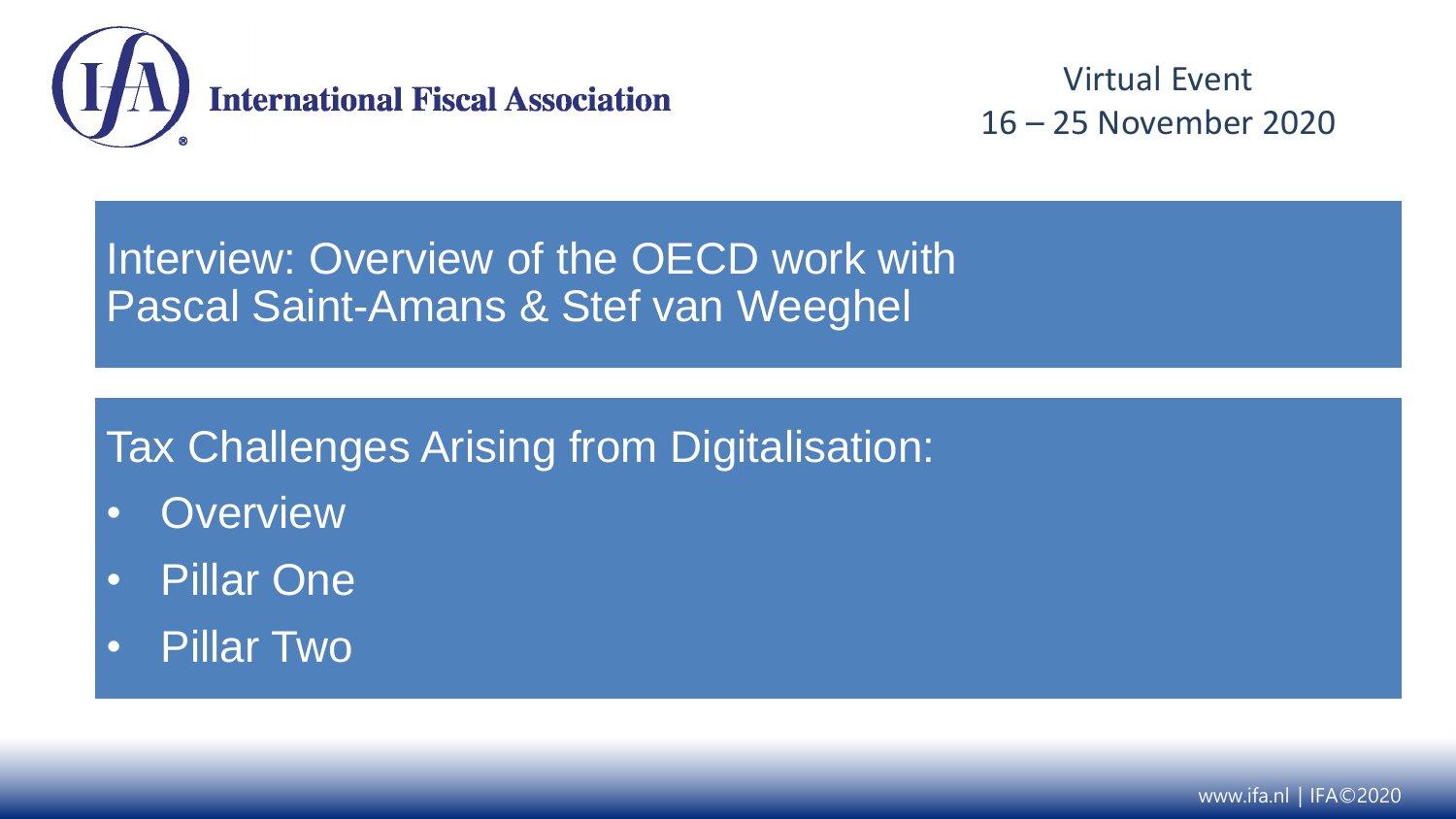International Fiscal Association

Virtual Event
16 – 25 November 2020

## Interview: Overview of the OECD work with Pascal Saint-Amans & Stef van Weeghel

## Tax Challenges Arising from Digitalisation:

- Overview
- Pillar One
- Pillar Two

www.ifa.nl | IFA©2020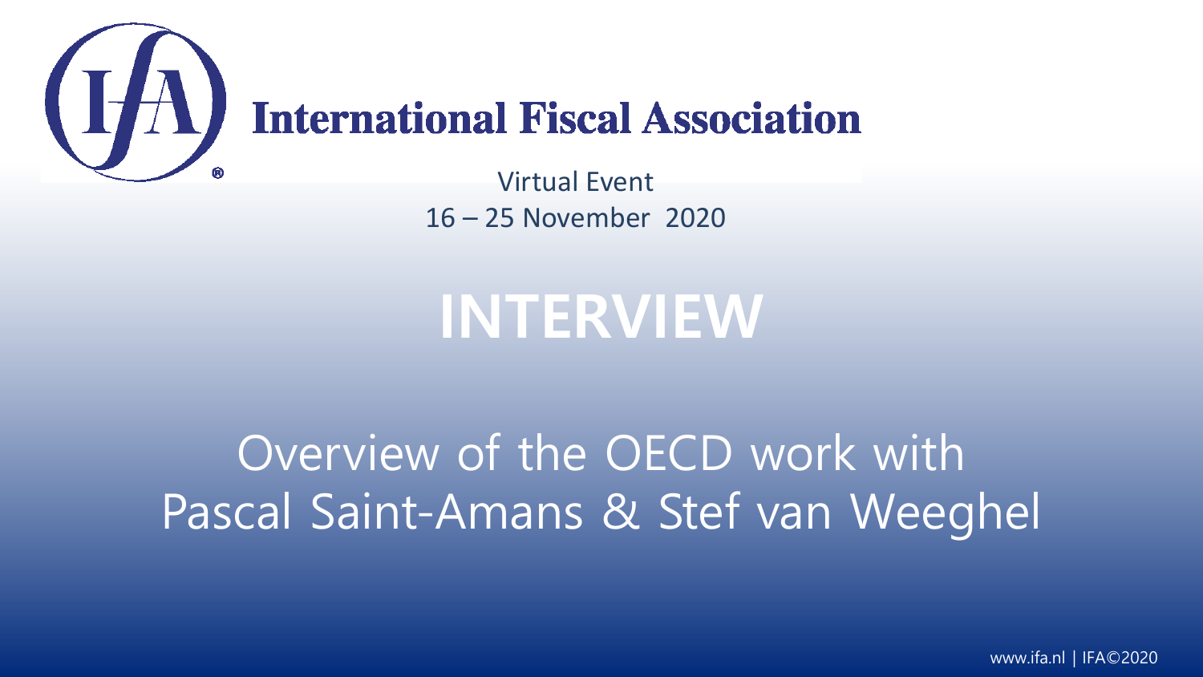# International Fiscal Association

Virtual Event
16 – 25 November 2020

# INTERVIEW

## Overview of the OECD work with Pascal Saint-Amans & Stef van Weeghel

www.ifa.nl | IFA©2020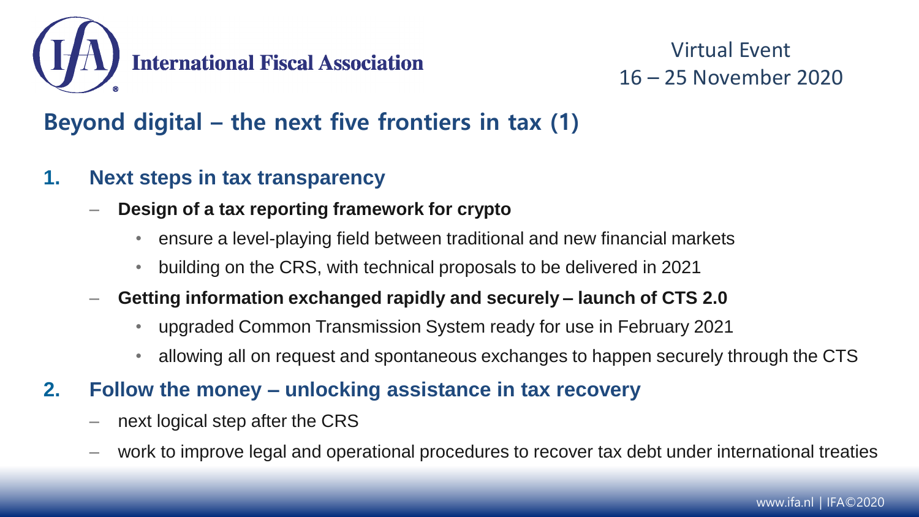## Beyond digital – the next five frontiers in tax (1)

1. **Next steps in tax transparency**
   - **Design of a tax reporting framework for crypto**
     - ensure a level-playing field between traditional and new financial markets
     - building on the CRS, with technical proposals to be delivered in 2021
   - **Getting information exchanged rapidly and securely – launch of CTS 2.0**
     - upgraded Common Transmission System ready for use in February 2021
     - allowing all on request and spontaneous exchanges to happen securely through the CTS
2. **Follow the money – unlocking assistance in tax recovery**
   - next logical step after the CRS
   - work to improve legal and operational procedures to recover tax debt under international treaties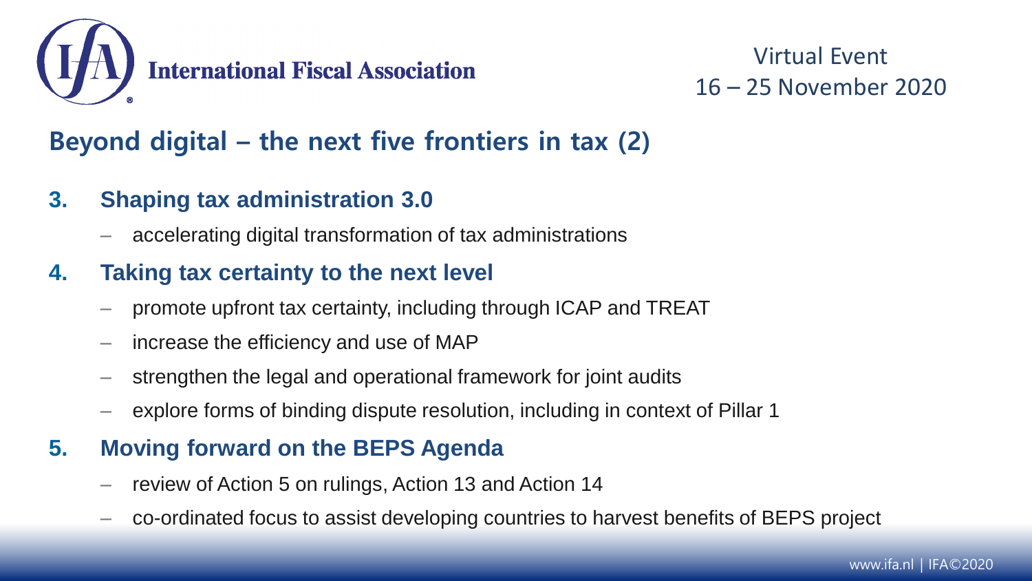## Beyond digital – the next five frontiers in tax (2)

3. **Shaping tax administration 3.0**
   - accelerating digital transformation of tax administrations
4. **Taking tax certainty to the next level**
   - promote upfront tax certainty, including through ICAP and TREAT
   - increase the efficiency and use of MAP
   - strengthen the legal and operational framework for joint audits
   - explore forms of binding dispute resolution, including in context of Pillar 1
5. **Moving forward on the BEPS Agenda**
   - review of Action 5 on rulings, Action 13 and Action 14
   - co-ordinated focus to assist developing countries to harvest benefits of BEPS project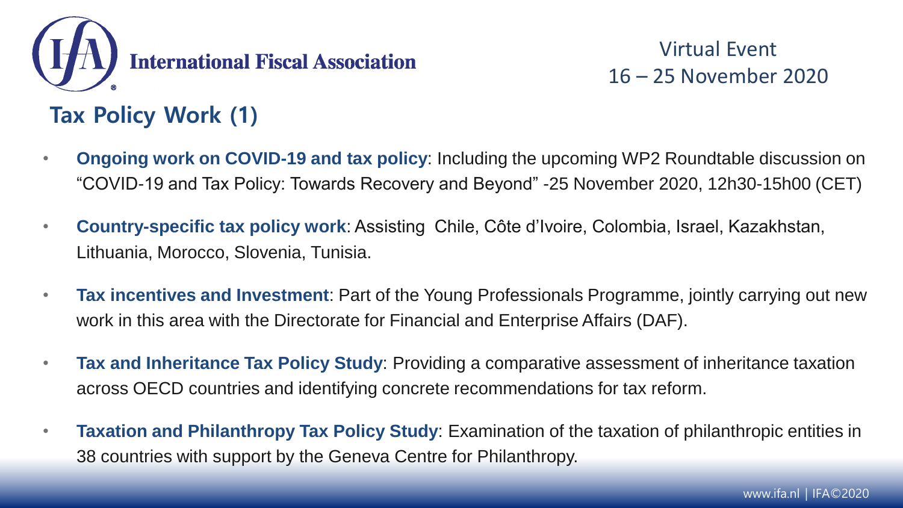## Tax Policy Work (1)

- **Ongoing work on COVID-19 and tax policy**: Including the upcoming WP2 Roundtable discussion on "COVID-19 and Tax Policy: Towards Recovery and Beyond" -25 November 2020, 12h30-15h00 (CET)
- **Country-specific tax policy work**: Assisting Chile, Côte d'Ivoire, Colombia, Israel, Kazakhstan, Lithuania, Morocco, Slovenia, Tunisia.
- **Tax incentives and Investment**: Part of the Young Professionals Programme, jointly carrying out new work in this area with the Directorate for Financial and Enterprise Affairs (DAF).
- **Tax and Inheritance Tax Policy Study**: Providing a comparative assessment of inheritance taxation across OECD countries and identifying concrete recommendations for tax reform.
- **Taxation and Philanthropy Tax Policy Study**: Examination of the taxation of philanthropic entities in 38 countries with support by the Geneva Centre for Philanthropy.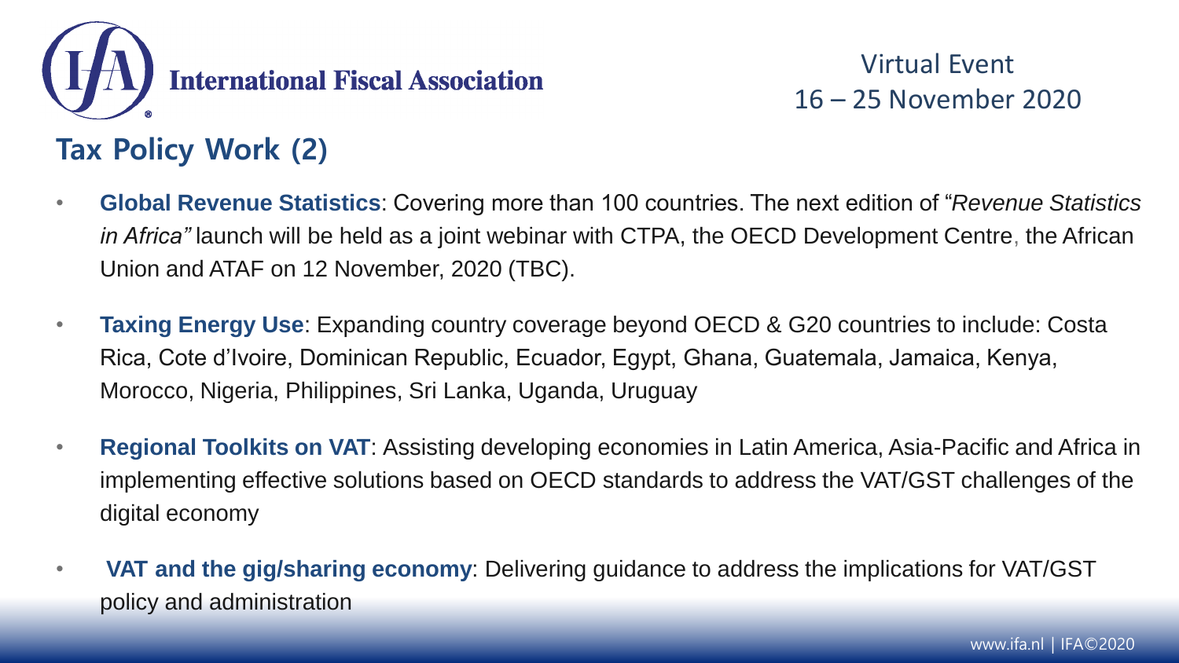## Tax Policy Work (2)

- **Global Revenue Statistics**: Covering more than 100 countries. The next edition of "*Revenue Statistics in Africa"* launch will be held as a joint webinar with CTPA, the OECD Development Centre, the African Union and ATAF on 12 November, 2020 (TBC).
- **Taxing Energy Use**: Expanding country coverage beyond OECD & G20 countries to include: Costa Rica, Cote d'Ivoire, Dominican Republic, Ecuador, Egypt, Ghana, Guatemala, Jamaica, Kenya, Morocco, Nigeria, Philippines, Sri Lanka, Uganda, Uruguay
- **Regional Toolkits on VAT**: Assisting developing economies in Latin America, Asia-Pacific and Africa in implementing effective solutions based on OECD standards to address the VAT/GST challenges of the digital economy
- **VAT and the gig/sharing economy**: Delivering guidance to address the implications for VAT/GST policy and administration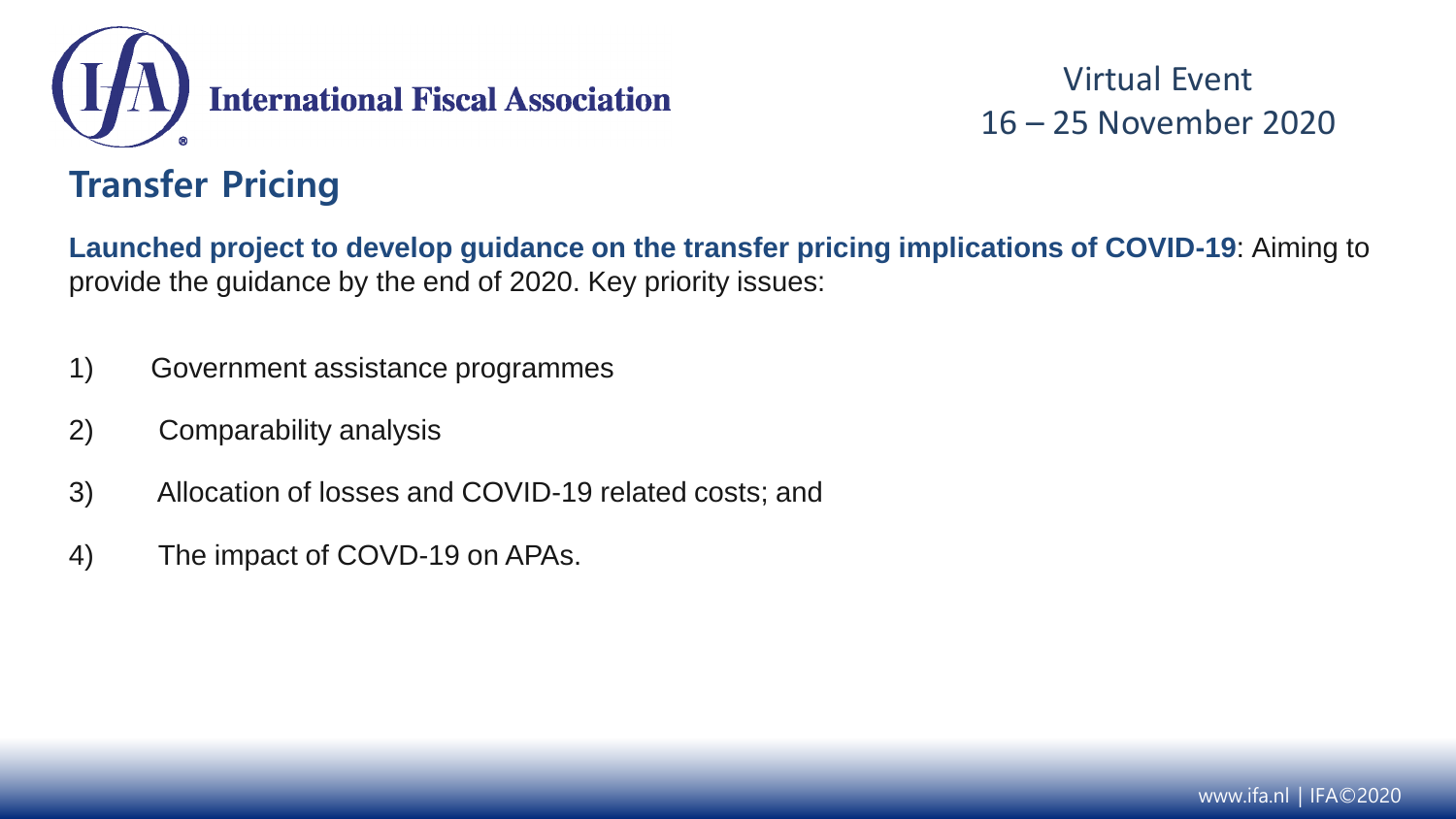## Transfer Pricing

**Launched project to develop guidance on the transfer pricing implications of COVID-19**: Aiming to provide the guidance by the end of 2020. Key priority issues:

1) Government assistance programmes
2) Comparability analysis
3) Allocation of losses and COVID-19 related costs; and
4) The impact of COVD-19 on APAs.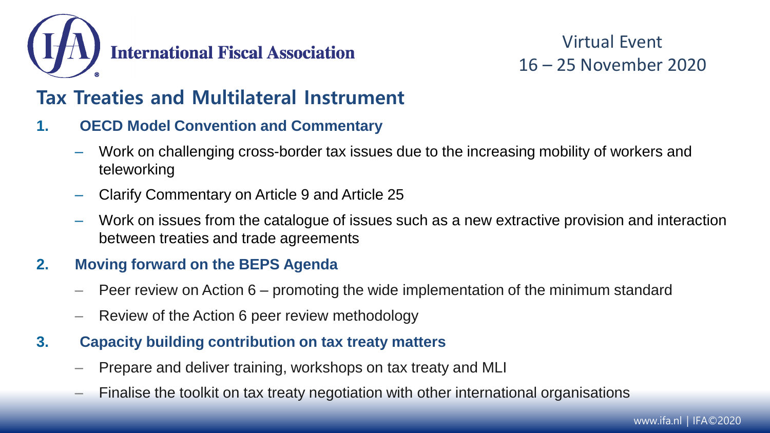## Tax Treaties and Multilateral Instrument

1. **OECD Model Convention and Commentary**
   - Work on challenging cross-border tax issues due to the increasing mobility of workers and teleworking
   - Clarify Commentary on Article 9 and Article 25
   - Work on issues from the catalogue of issues such as a new extractive provision and interaction between treaties and trade agreements
2. **Moving forward on the BEPS Agenda**
   - Peer review on Action 6 – promoting the wide implementation of the minimum standard
   - Review of the Action 6 peer review methodology
3. **Capacity building contribution on tax treaty matters**
   - Prepare and deliver training, workshops on tax treaty and MLI
   - Finalise the toolkit on tax treaty negotiation with other international organisations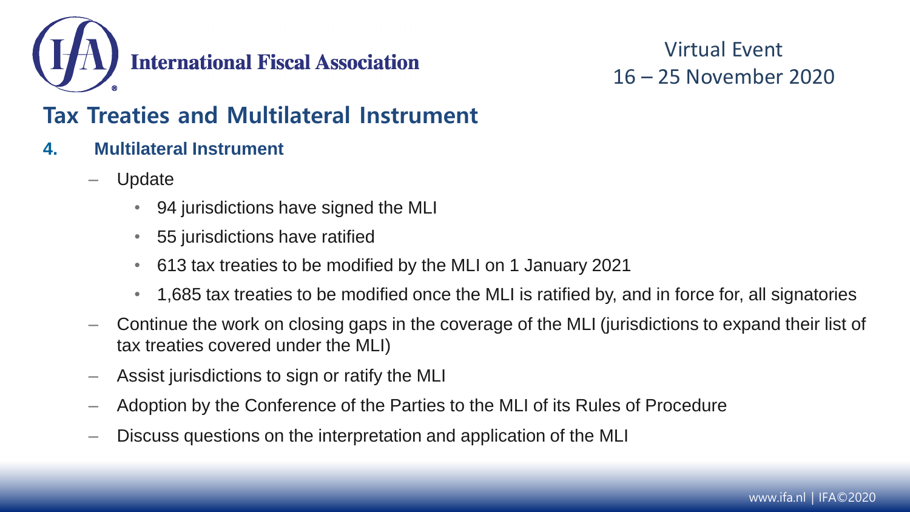## Tax Treaties and Multilateral Instrument

### 4. Multilateral Instrument

- Update
  - 94 jurisdictions have signed the MLI
  - 55 jurisdictions have ratified
  - 613 tax treaties to be modified by the MLI on 1 January 2021
  - 1,685 tax treaties to be modified once the MLI is ratified by, and in force for, all signatories
- Continue the work on closing gaps in the coverage of the MLI (jurisdictions to expand their list of tax treaties covered under the MLI)
- Assist jurisdictions to sign or ratify the MLI
- Adoption by the Conference of the Parties to the MLI of its Rules of Procedure
- Discuss questions on the interpretation and application of the MLI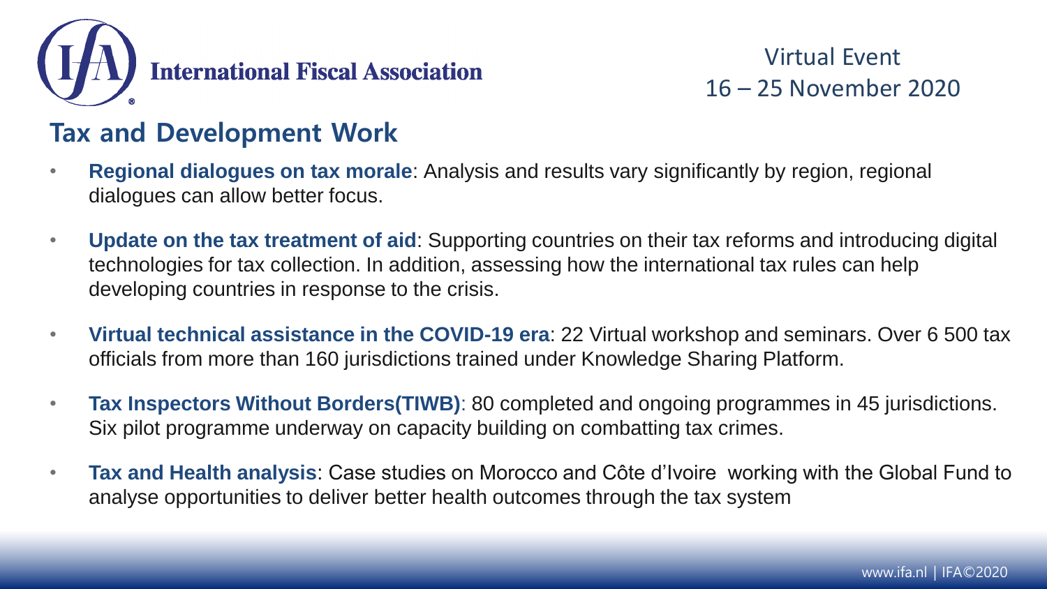## Tax and Development Work

- **Regional dialogues on tax morale**: Analysis and results vary significantly by region, regional dialogues can allow better focus.
- **Update on the tax treatment of aid**: Supporting countries on their tax reforms and introducing digital technologies for tax collection. In addition, assessing how the international tax rules can help developing countries in response to the crisis.
- **Virtual technical assistance in the COVID-19 era**: 22 Virtual workshop and seminars. Over 6 500 tax officials from more than 160 jurisdictions trained under Knowledge Sharing Platform.
- **Tax Inspectors Without Borders(TIWB)**: 80 completed and ongoing programmes in 45 jurisdictions. Six pilot programme underway on capacity building on combatting tax crimes.
- **Tax and Health analysis**: Case studies on Morocco and Côte d'Ivoire working with the Global Fund to analyse opportunities to deliver better health outcomes through the tax system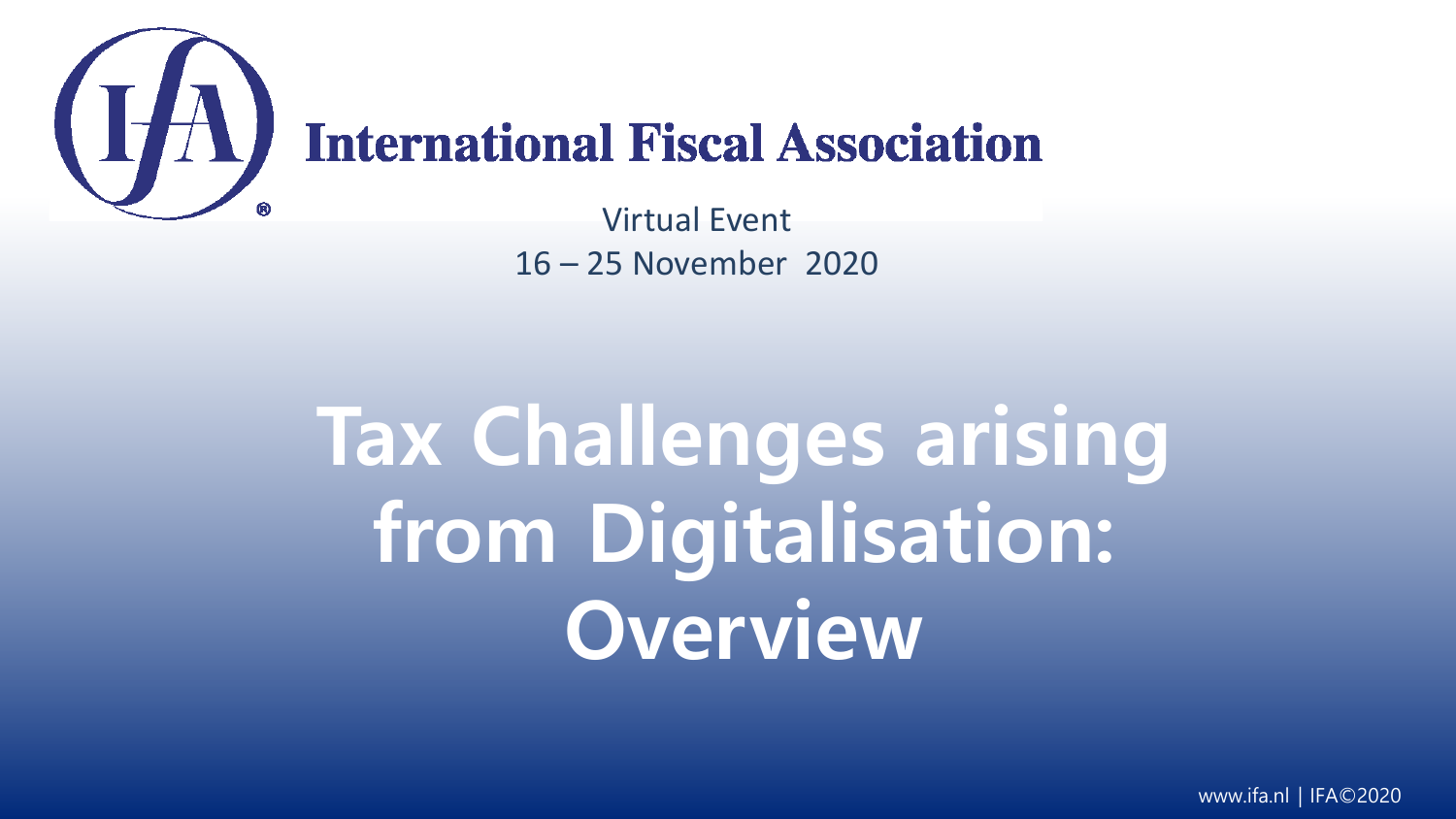# International Fiscal Association

Virtual Event

16 – 25 November 2020

# Tax Challenges arising from Digitalisation: Overview

www.ifa.nl | IFA©2020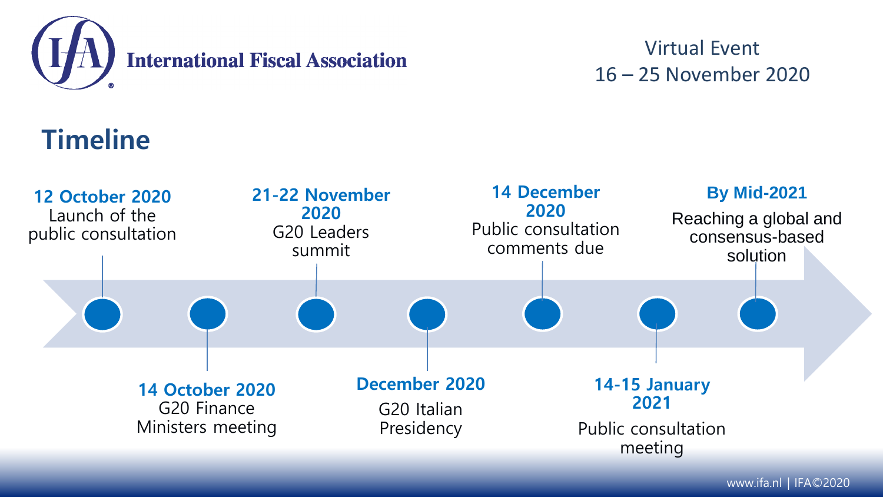## Timeline

- **12 October 2020** Launch of the public consultation
- **14 October 2020** G20 Finance Ministers meeting
- **21-22 November 2020** G20 Leaders summit
- **December 2020** G20 Italian Presidency
- **14 December 2020** Public consultation comments due
- **14-15 January 2021** Public consultation meeting
- **By Mid-2021** Reaching a global and consensus-based solution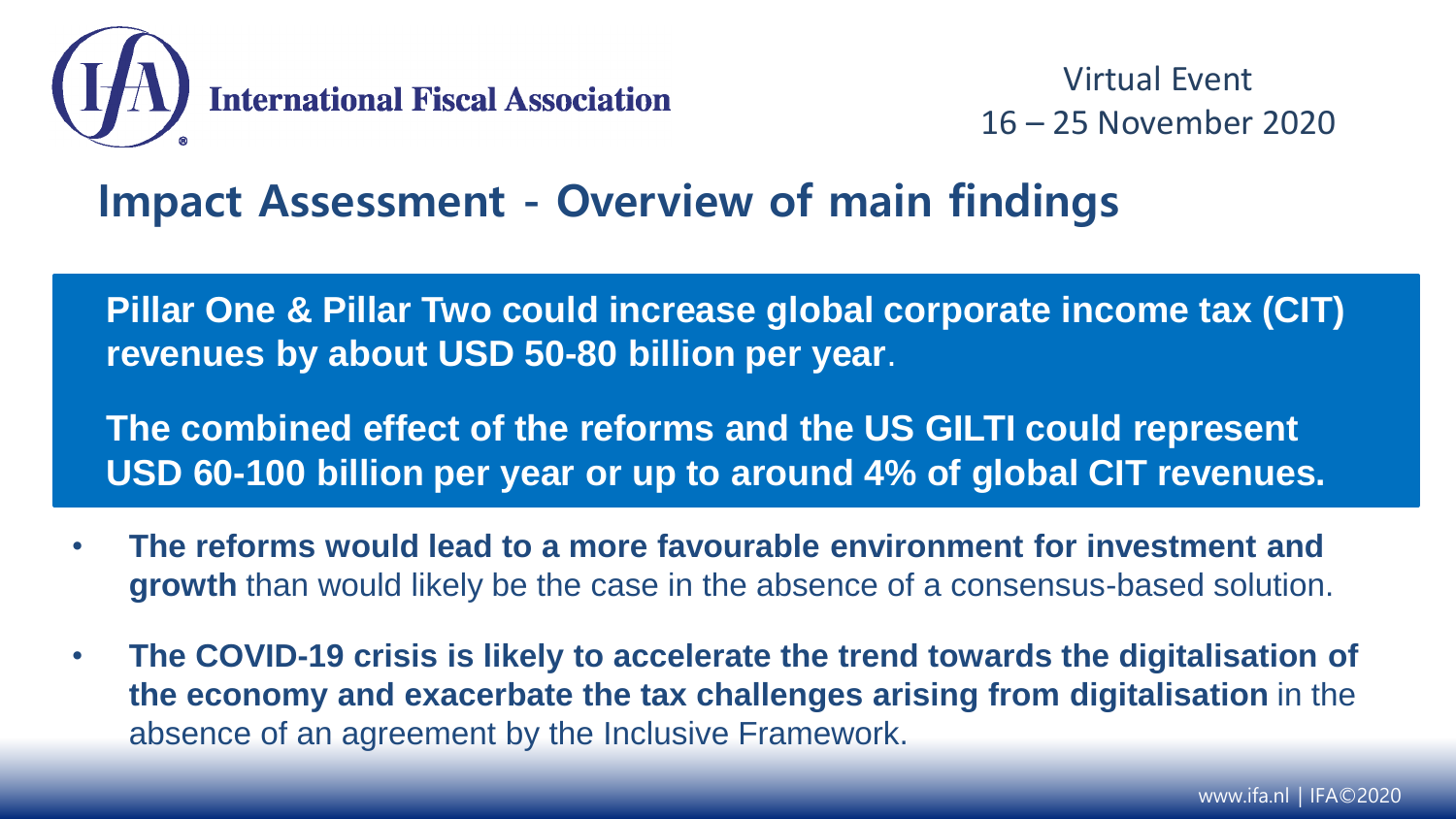# Impact Assessment - Overview of main findings

**Pillar One & Pillar Two could increase global corporate income tax (CIT) revenues by about USD 50-80 billion per year**.

**The combined effect of the reforms and the US GILTI could represent USD 60-100 billion per year or up to around 4% of global CIT revenues.**

- **The reforms would lead to a more favourable environment for investment and growth** than would likely be the case in the absence of a consensus-based solution.
- **The COVID-19 crisis is likely to accelerate the trend towards the digitalisation of the economy and exacerbate the tax challenges arising from digitalisation** in the absence of an agreement by the Inclusive Framework.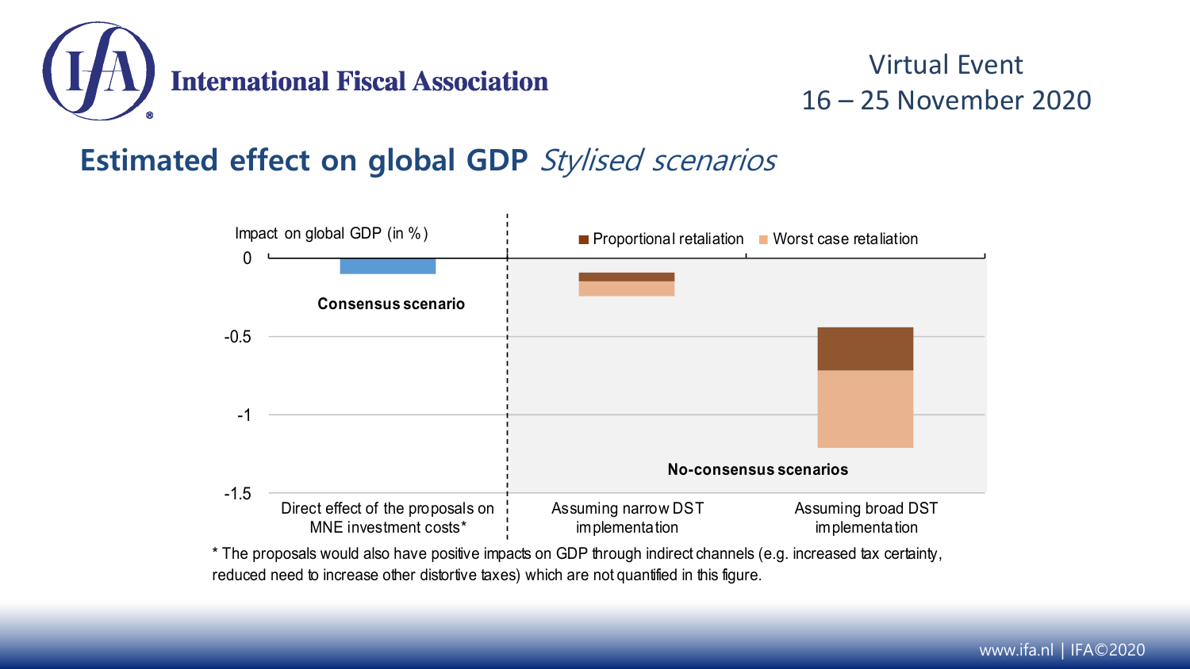## Estimated effect on global GDP *Stylised scenarios*

Impact on global GDP (in %)

0

-0.5

-1

-1.5

Proportional retaliation

Worst case retaliation

**Consensus scenario**

**No-consensus scenarios**

Direct effect of the proposals on MNE investment costs*

Assuming narrow DST implementation

Assuming broad DST implementation

* The proposals would also have positive impacts on GDP through indirect channels (e.g. increased tax certainty, reduced need to increase other distortive taxes) which are not quantified in this figure.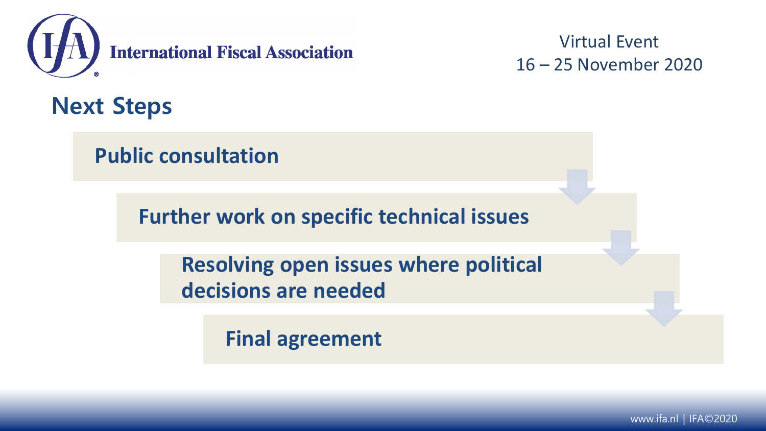## Next Steps

1. Public consultation
2. Further work on specific technical issues
3. Resolving open issues where political decisions are needed
4. Final agreement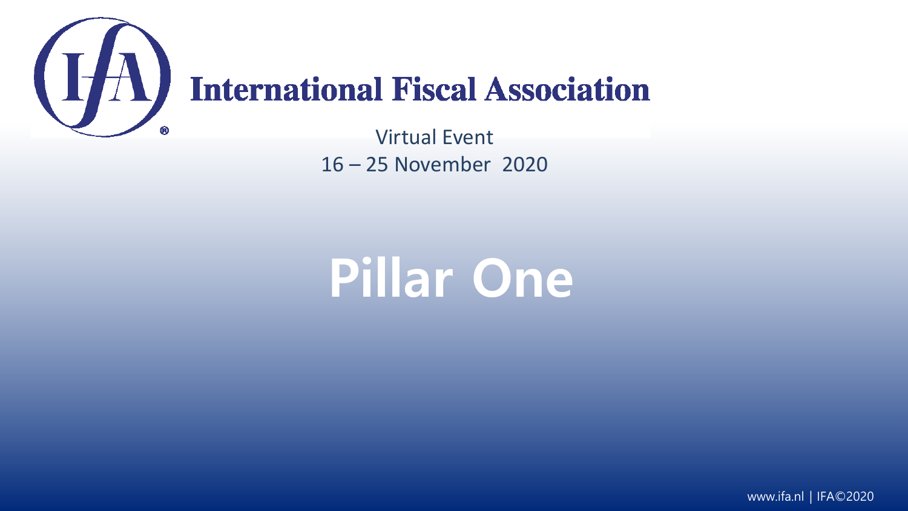International Fiscal Association

Virtual Event
16 – 25 November 2020

# Pillar One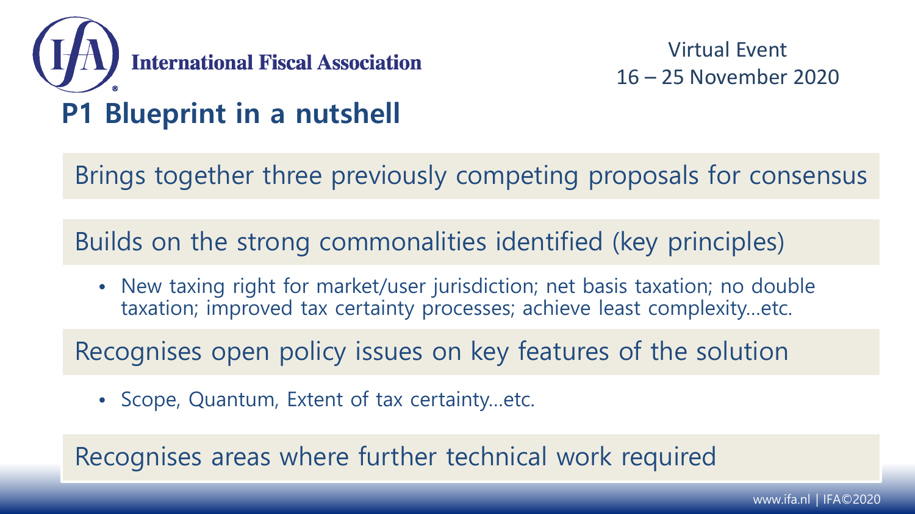# P1 Blueprint in a nutshell

Brings together three previously competing proposals for consensus

Builds on the strong commonalities identified (key principles)

- New taxing right for market/user jurisdiction; net basis taxation; no double taxation; improved tax certainty processes; achieve least complexity…etc.

Recognises open policy issues on key features of the solution

- Scope, Quantum, Extent of tax certainty…etc.

Recognises areas where further technical work required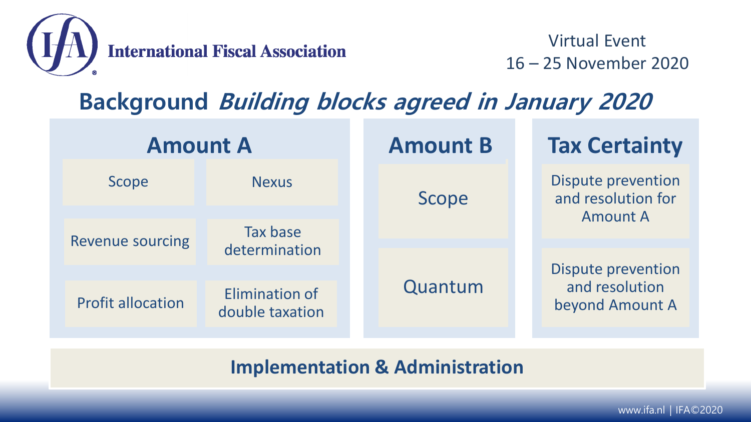## Background *Building blocks agreed in January 2020*

### Amount A

- Scope
- Nexus
- Revenue sourcing
- Tax base determination
- Profit allocation
- Elimination of double taxation

### Amount B

- Scope
- Quantum

### Tax Certainty

- Dispute prevention and resolution for Amount A
- Dispute prevention and resolution beyond Amount A

**Implementation & Administration**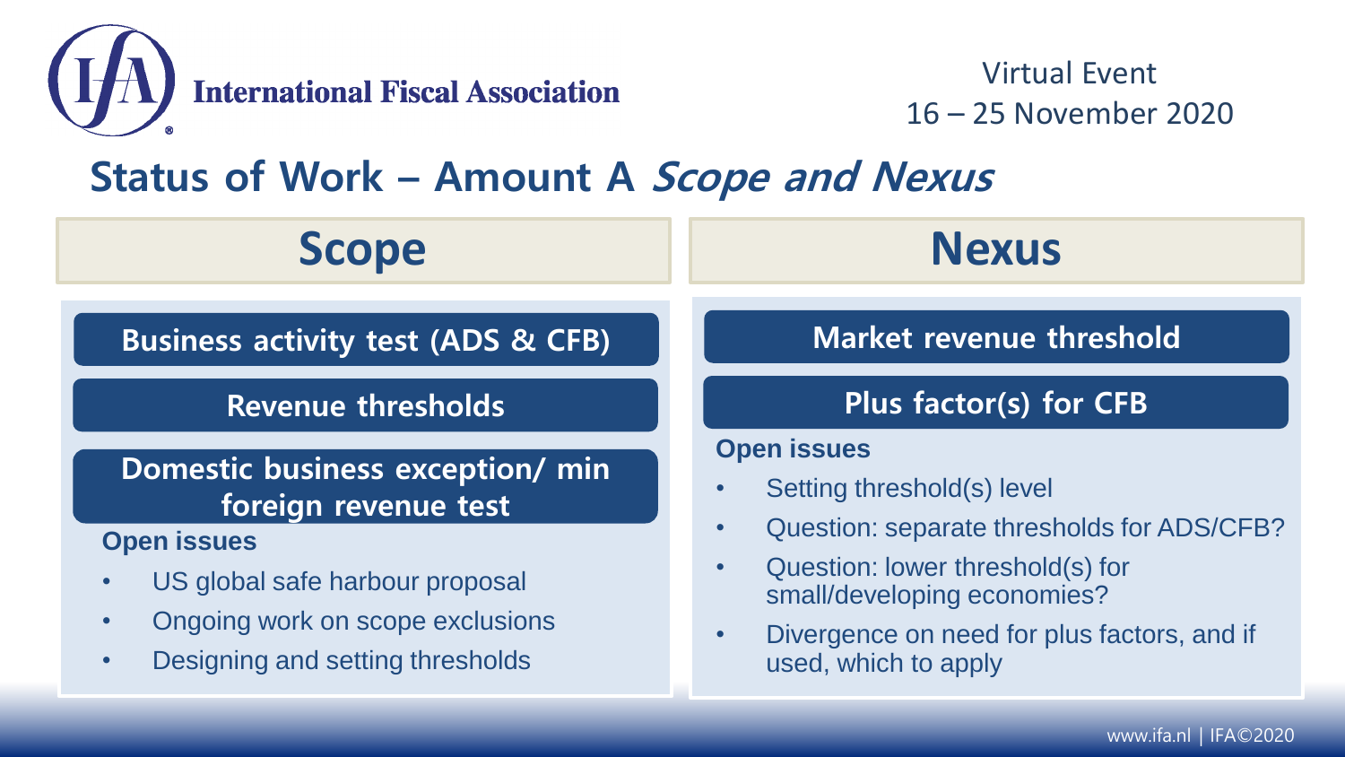# Status of Work – Amount A *Scope and Nexus*

## Scope

**Business activity test (ADS & CFB)**

**Revenue thresholds**

**Domestic business exception/ min foreign revenue test**

**Open issues**

- US global safe harbour proposal
- Ongoing work on scope exclusions
- Designing and setting thresholds

## Nexus

**Market revenue threshold**

**Plus factor(s) for CFB**

**Open issues**

- Setting threshold(s) level
- Question: separate thresholds for ADS/CFB?
- Question: lower threshold(s) for small/developing economies?
- Divergence on need for plus factors, and if used, which to apply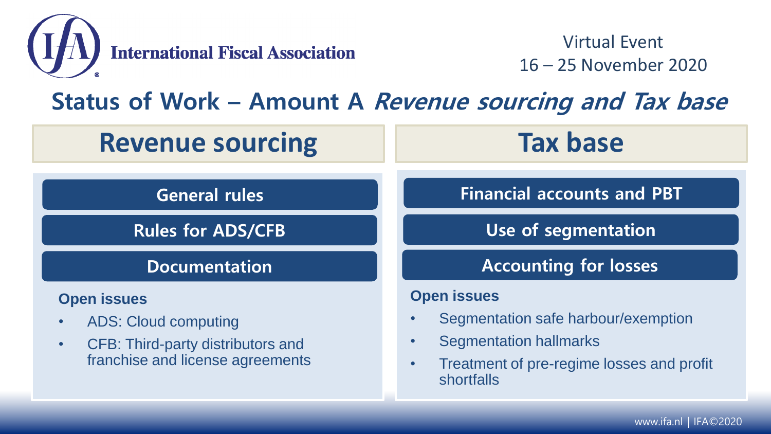# Status of Work – Amount A *Revenue sourcing and Tax base*

## Revenue sourcing

**General rules**

**Rules for ADS/CFB**

**Documentation**

**Open issues**

- ADS: Cloud computing
- CFB: Third-party distributors and franchise and license agreements

## Tax base

**Financial accounts and PBT**

**Use of segmentation**

**Accounting for losses**

**Open issues**

- Segmentation safe harbour/exemption
- Segmentation hallmarks
- Treatment of pre-regime losses and profit shortfalls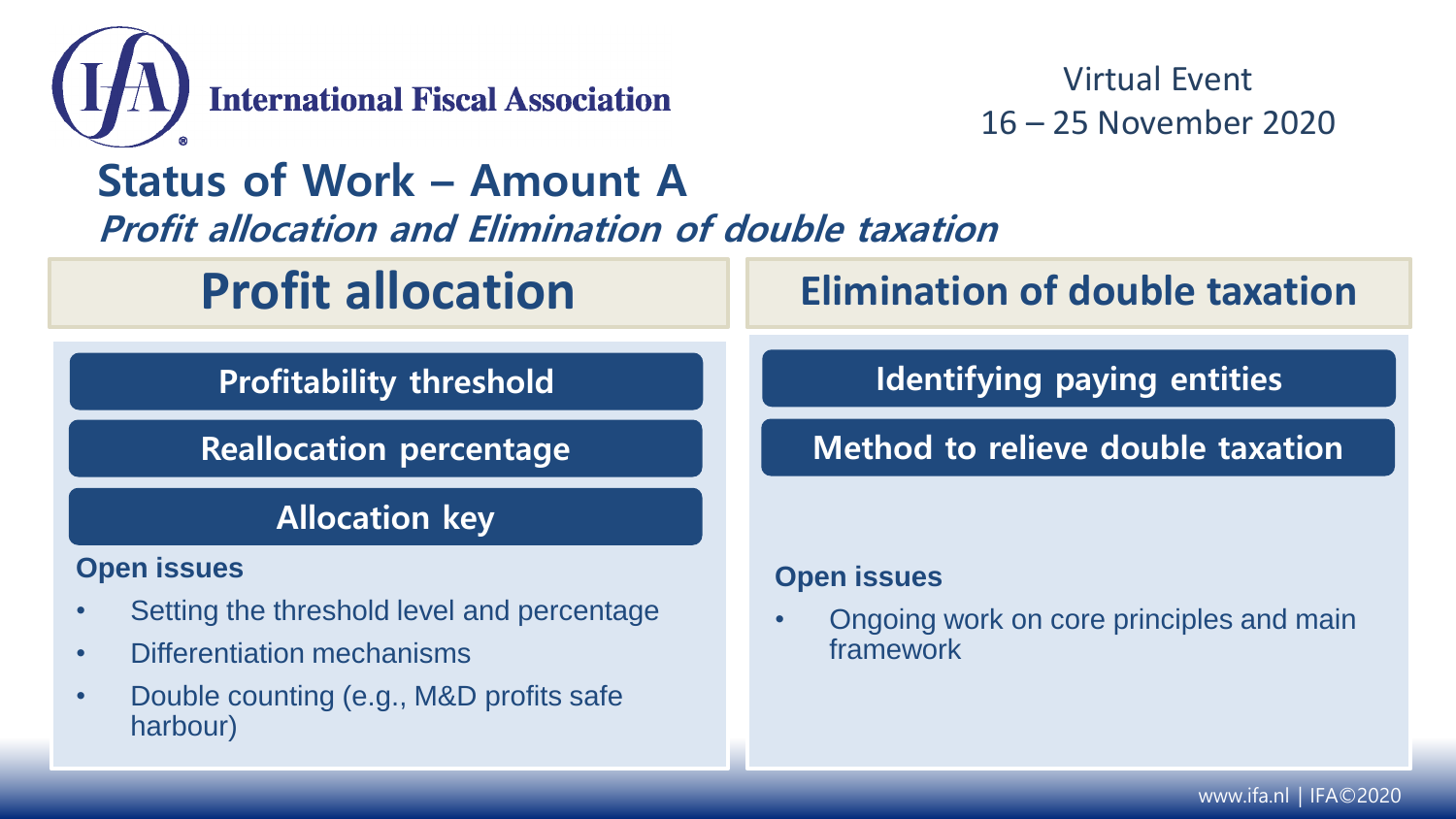# Status of Work – Amount A

***Profit allocation and Elimination of double taxation***

## Profit allocation

**Profitability threshold**

**Reallocation percentage**

**Allocation key**

**Open issues**

- Setting the threshold level and percentage
- Differentiation mechanisms
- Double counting (e.g., M&D profits safe harbour)

## Elimination of double taxation

**Identifying paying entities**

**Method to relieve double taxation**

**Open issues**

- Ongoing work on core principles and main framework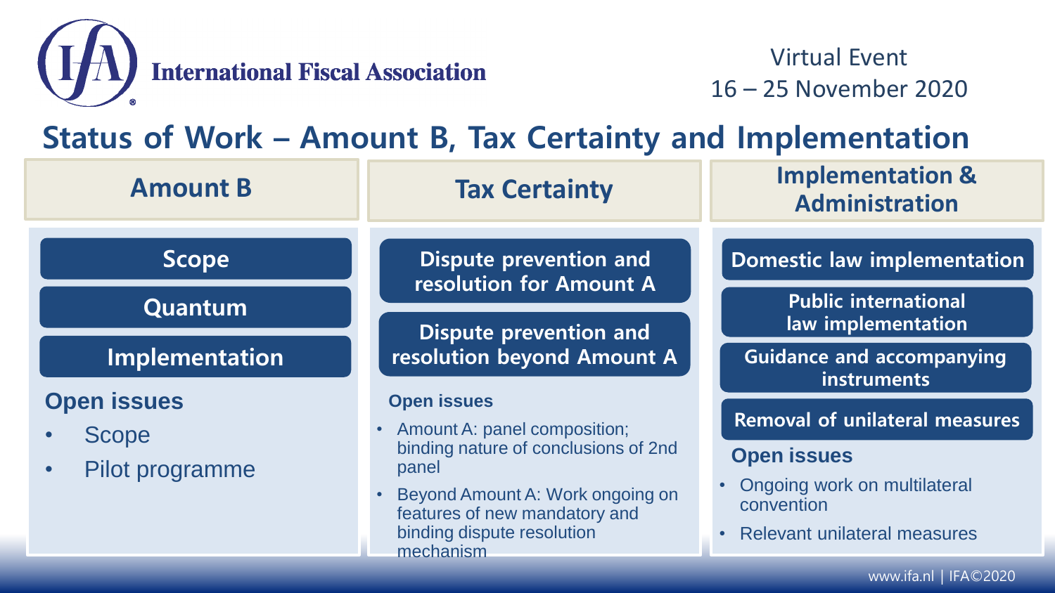# Status of Work – Amount B, Tax Certainty and Implementation

## Amount B

- Scope
- Quantum
- Implementation

### Open issues

- Scope
- Pilot programme

## Tax Certainty

- Dispute prevention and resolution for Amount A
- Dispute prevention and resolution beyond Amount A

### Open issues

- Amount A: panel composition; binding nature of conclusions of 2nd panel
- Beyond Amount A: Work ongoing on features of new mandatory and binding dispute resolution mechanism

## Implementation & Administration

- Domestic law implementation
- Public international law implementation
- Guidance and accompanying instruments
- Removal of unilateral measures

### Open issues

- Ongoing work on multilateral convention
- Relevant unilateral measures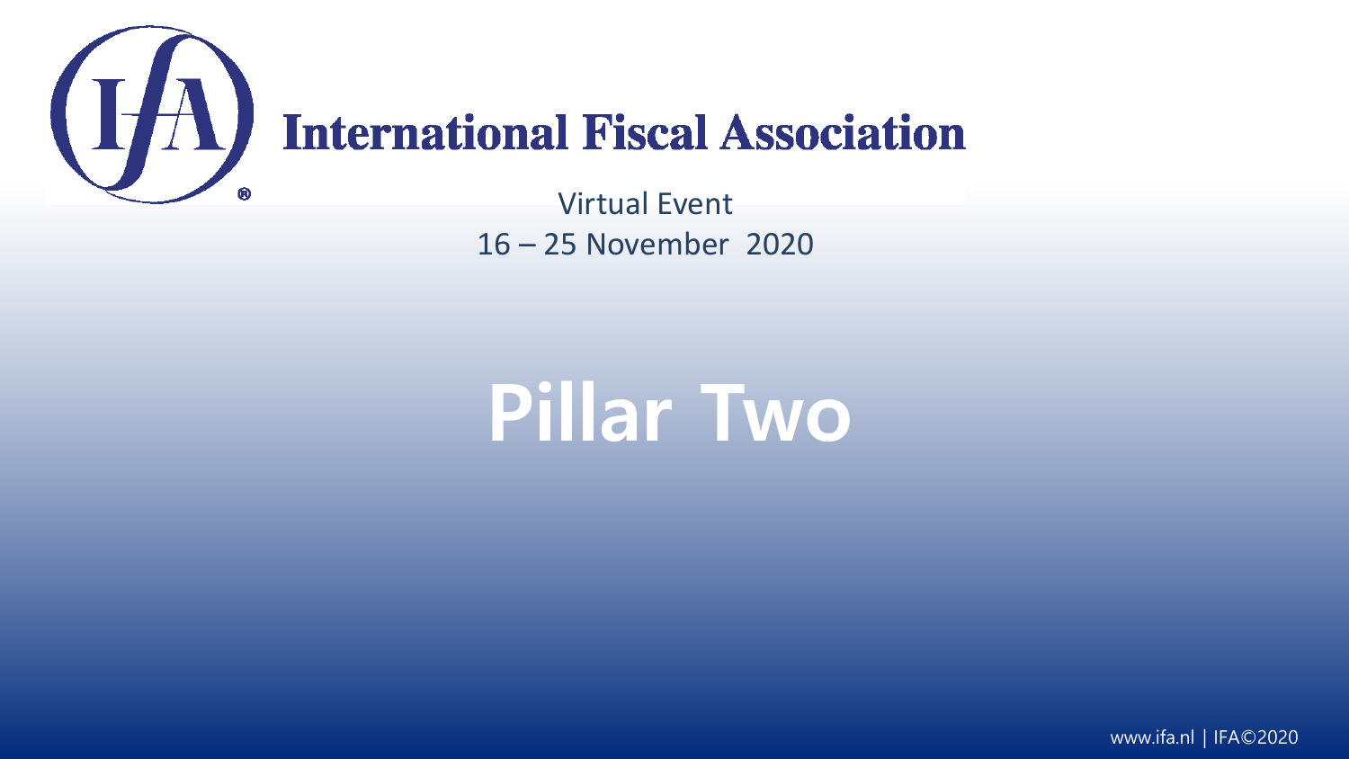International Fiscal Association

Virtual Event

16 – 25 November 2020

# Pillar Two

www.ifa.nl | IFA©2020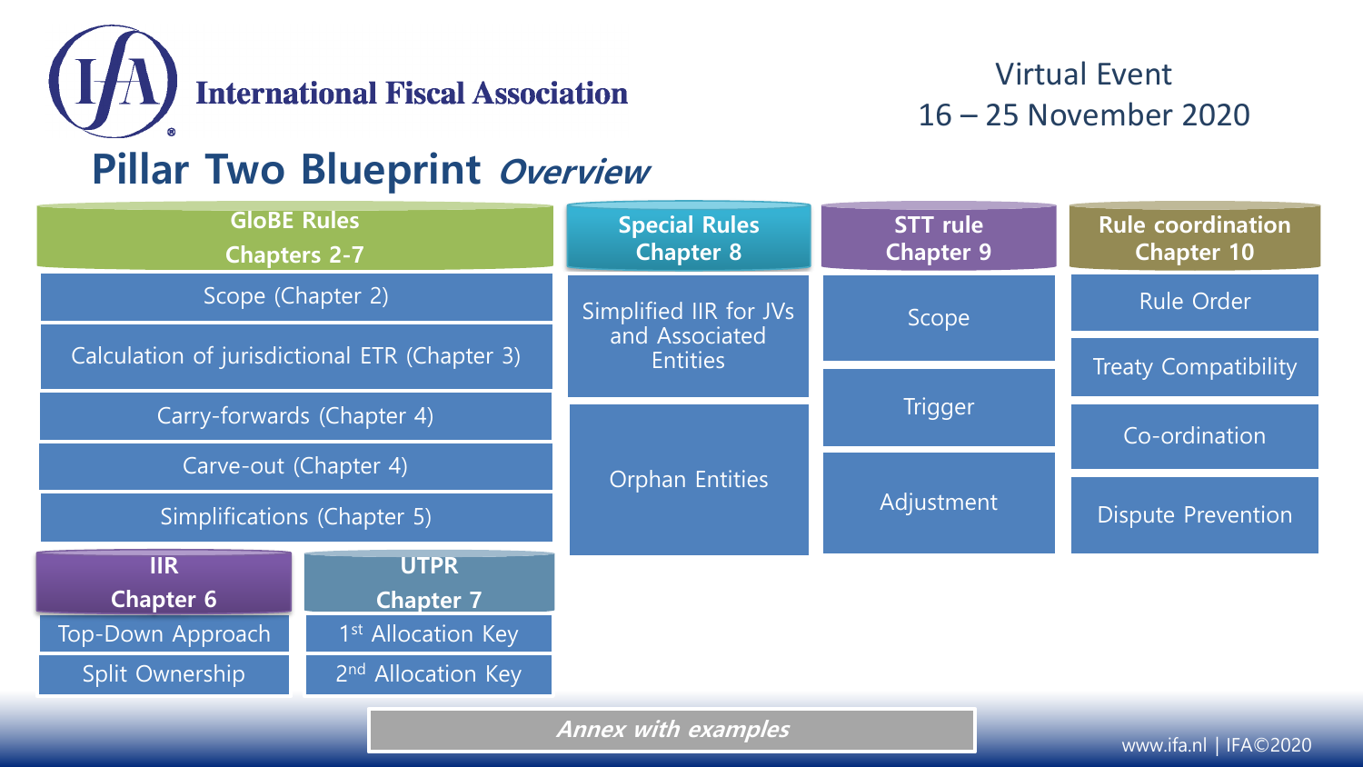# Pillar Two Blueprint *Overview*

Virtual Event
16 – 25 November 2020

## GloBE Rules Chapters 2-7

- Scope (Chapter 2)
- Calculation of jurisdictional ETR (Chapter 3)
- Carry-forwards (Chapter 4)
- Carve-out (Chapter 4)
- Simplifications (Chapter 5)

### IIR Chapter 6

- Top-Down Approach
- Split Ownership

### UTPR Chapter 7

- 1st Allocation Key
- 2nd Allocation Key

## Special Rules Chapter 8

- Simplified IIR for JVs and Associated Entities
- Orphan Entities

## STT rule Chapter 9

- Scope
- Trigger
- Adjustment

## Rule coordination Chapter 10

- Rule Order
- Treaty Compatibility
- Co-ordination
- Dispute Prevention

***Annex with examples***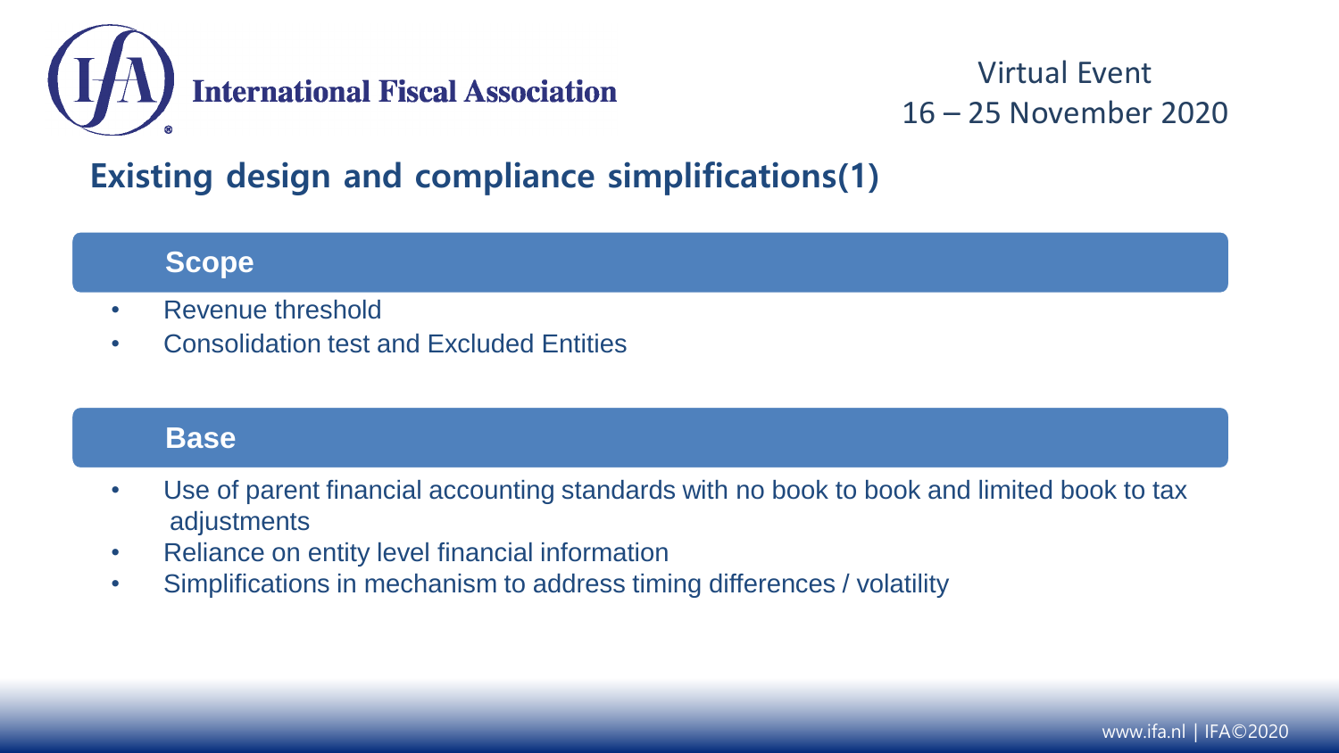## Existing design and compliance simplifications(1)

### Scope

- Revenue threshold
- Consolidation test and Excluded Entities

### Base

- Use of parent financial accounting standards with no book to book and limited book to tax adjustments
- Reliance on entity level financial information
- Simplifications in mechanism to address timing differences / volatility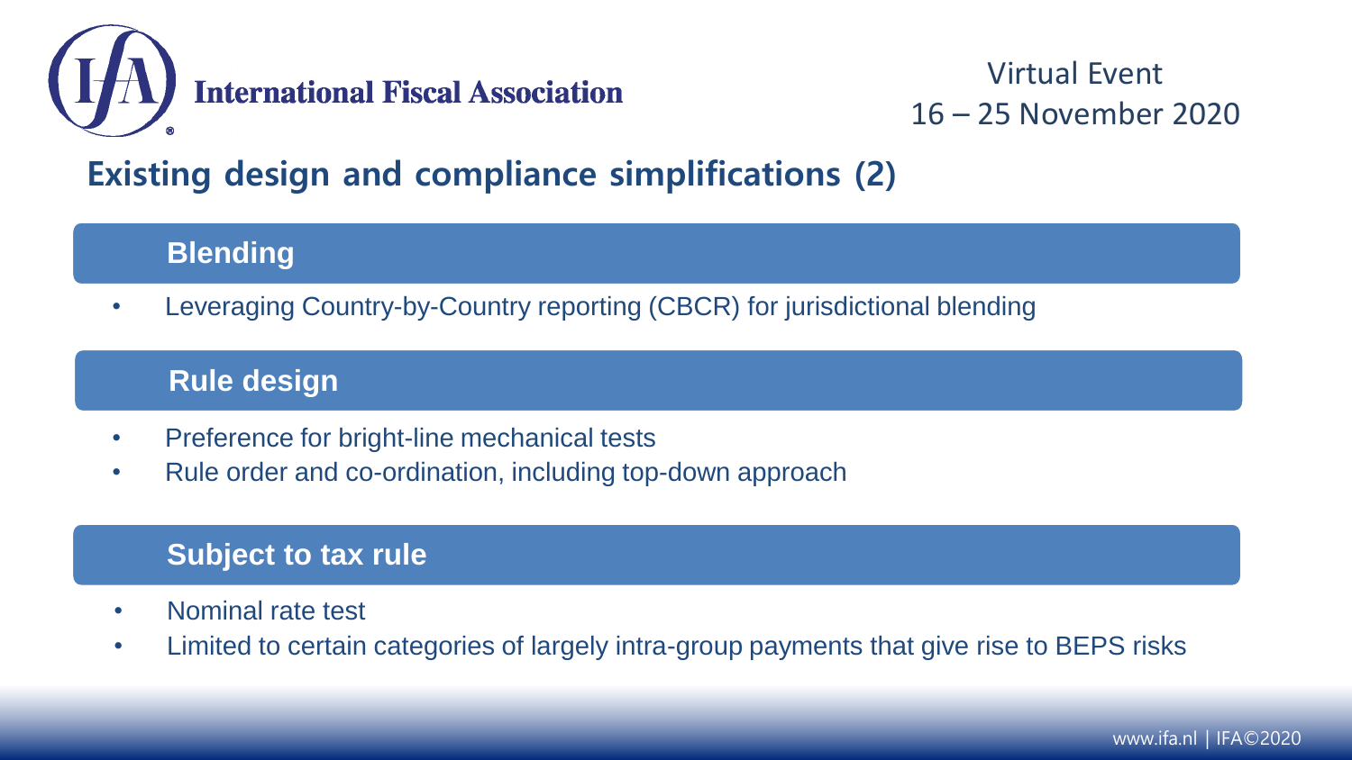# Existing design and compliance simplifications (2)

## Blending

- Leveraging Country-by-Country reporting (CBCR) for jurisdictional blending

## Rule design

- Preference for bright-line mechanical tests
- Rule order and co-ordination, including top-down approach

## Subject to tax rule

- Nominal rate test
- Limited to certain categories of largely intra-group payments that give rise to BEPS risks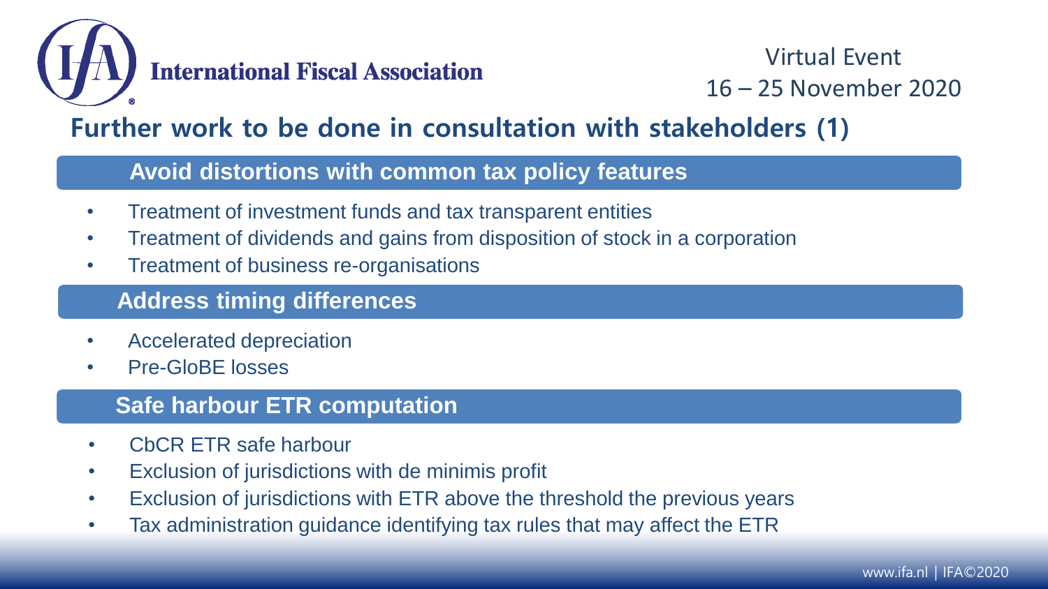## Further work to be done in consultation with stakeholders (1)

### Avoid distortions with common tax policy features

- Treatment of investment funds and tax transparent entities
- Treatment of dividends and gains from disposition of stock in a corporation
- Treatment of business re-organisations

### Address timing differences

- Accelerated depreciation
- Pre-GloBE losses

### Safe harbour ETR computation

- CbCR ETR safe harbour
- Exclusion of jurisdictions with de minimis profit
- Exclusion of jurisdictions with ETR above the threshold the previous years
- Tax administration guidance identifying tax rules that may affect the ETR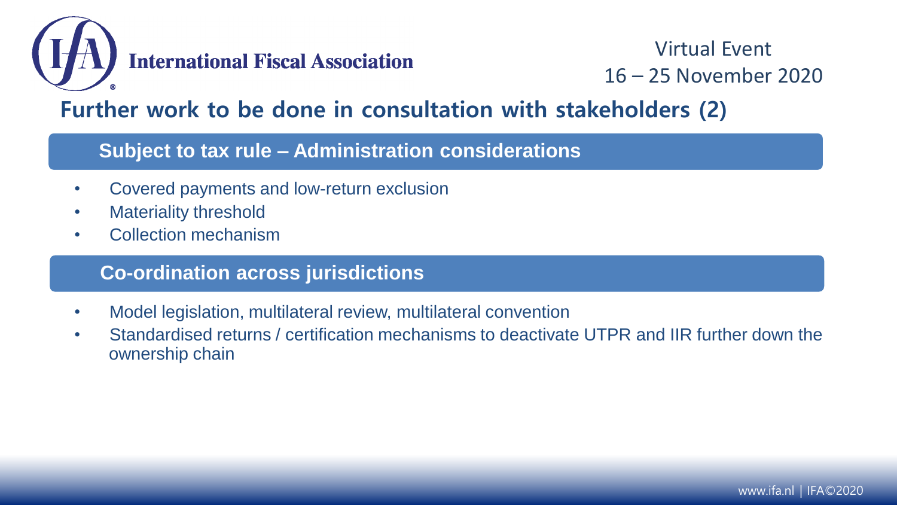# Further work to be done in consultation with stakeholders (2)

## Subject to tax rule – Administration considerations

- Covered payments and low-return exclusion
- Materiality threshold
- Collection mechanism

## Co-ordination across jurisdictions

- Model legislation, multilateral review, multilateral convention
- Standardised returns / certification mechanisms to deactivate UTPR and IIR further down the ownership chain